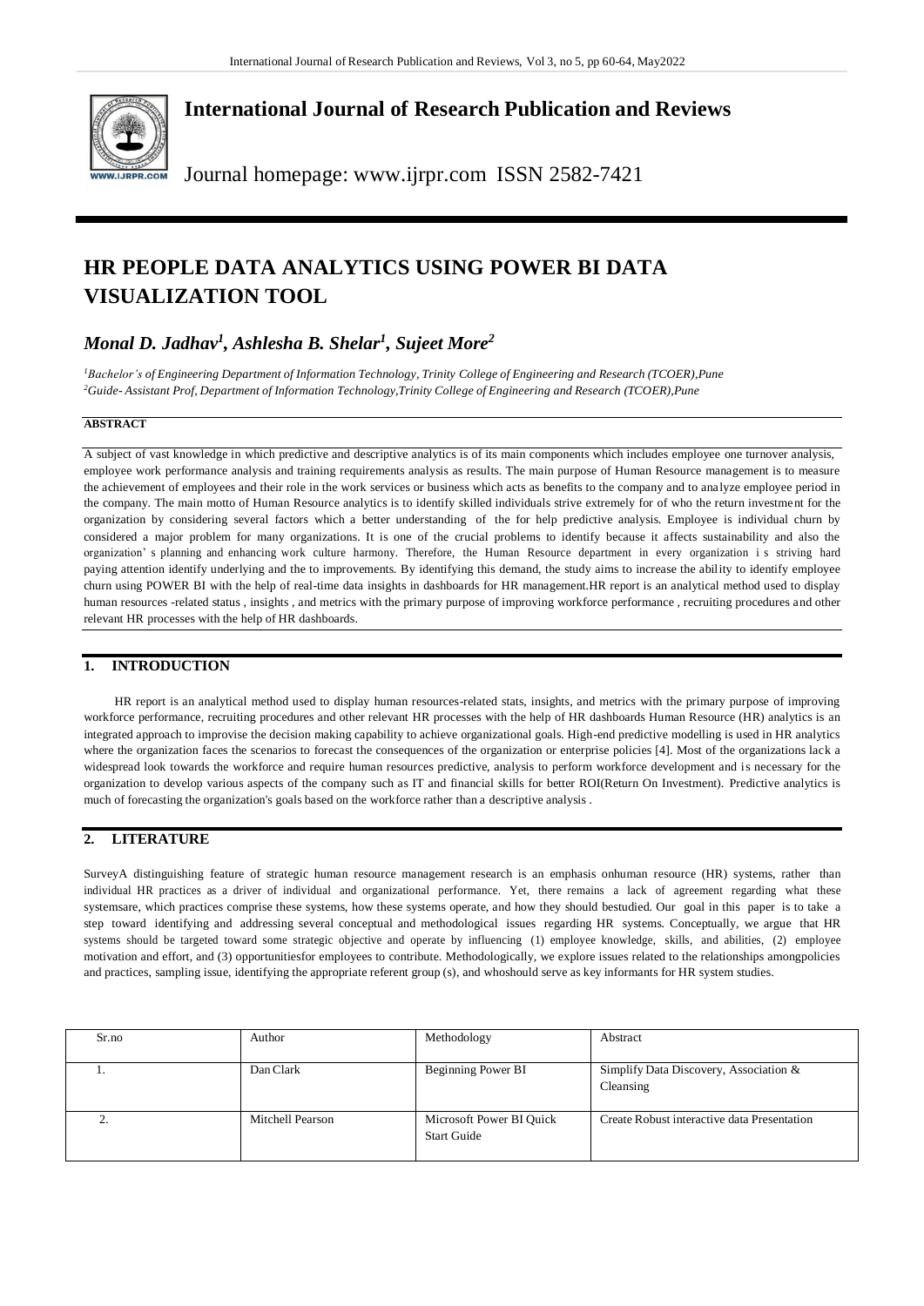# International Journal of Research Publication and Reviews

Journal homepage: www.ijrpr.com ISSN 2582-7421

# HR PEOPLE DATA ANALYTICS USING POWER BI DATA VISUALIZATION TOOL

## *Monal D. Jadhav[1], Ashlesha B. Shelar[1], Sujeet More[2]*

[1]*Bachelor's of Engineering Department of Information Technology, Trinity College of Engineering and Research (TCOER),Pune*
[2]*Guide- Assistant Prof, Department of Information Technology,Trinity College of Engineering and Research (TCOER),Pune*

**ABSTRACT**

A subject of vast knowledge in which predictive and descriptive analytics is of its main components which includes employee one turnover analysis, employee work performance analysis and training requirements analysis as results. The main purpose of Human Resource management is to measure the achievement of employees and their role in the work services or business which acts as benefits to the company and to analyze employee period in the company. The main motto of Human Resource analytics is to identify skilled individuals strive extremely for of who the return investment for the organization by considering several factors which a better understanding of the for help predictive analysis. Employee is individual churn by considered a major problem for many organizations. It is one of the crucial problems to identify because it affects sustainability and also the organization' s planning and enhancing work culture harmony. Therefore, the Human Resource department in every organization i s striving hard paying attention identify underlying and the to improvements. By identifying this demand, the study aims to increase the ability to identify employee churn using POWER BI with the help of real-time data insights in dashboards for HR management.HR report is an analytical method used to display human resources -related status , insights , and metrics with the primary purpose of improving workforce performance , recruiting procedures and other relevant HR processes with the help of HR dashboards.

## 1. INTRODUCTION

HR report is an analytical method used to display human resources-related stats, insights, and metrics with the primary purpose of improving workforce performance, recruiting procedures and other relevant HR processes with the help of HR dashboards Human Resource (HR) analytics is an integrated approach to improvise the decision making capability to achieve organizational goals. High-end predictive modelling is used in HR analytics where the organization faces the scenarios to forecast the consequences of the organization or enterprise policies [4]. Most of the organizations lack a widespread look towards the workforce and require human resources predictive, analysis to perform workforce development and is necessary for the organization to develop various aspects of the company such as IT and financial skills for better ROI(Return On Investment). Predictive analytics is much of forecasting the organization's goals based on the workforce rather than a descriptive analysis .

## 2. LITERATURE

SurveyA distinguishing feature of strategic human resource management research is an emphasis onhuman resource (HR) systems, rather than individual HR practices as a driver of individual and organizational performance. Yet, there remains a lack of agreement regarding what these systemsare, which practices comprise these systems, how these systems operate, and how they should bestudied. Our goal in this paper is to take a step toward identifying and addressing several conceptual and methodological issues regarding HR systems. Conceptually, we argue that HR systems should be targeted toward some strategic objective and operate by influencing (1) employee knowledge, skills, and abilities, (2) employee motivation and effort, and (3) opportunitiesfor employees to contribute. Methodologically, we explore issues related to the relationships amongpolicies and practices, sampling issue, identifying the appropriate referent group (s), and whoshould serve as key informants for HR system studies.

| Sr.no | Author | Methodology | Abstract |
|---|---|---|---|
| 1. | Dan Clark | Beginning Power BI | Simplify Data Discovery, Association & Cleansing |
| 2. | Mitchell Pearson | Microsoft Power BI Quick Start Guide | Create Robust interactive data Presentation |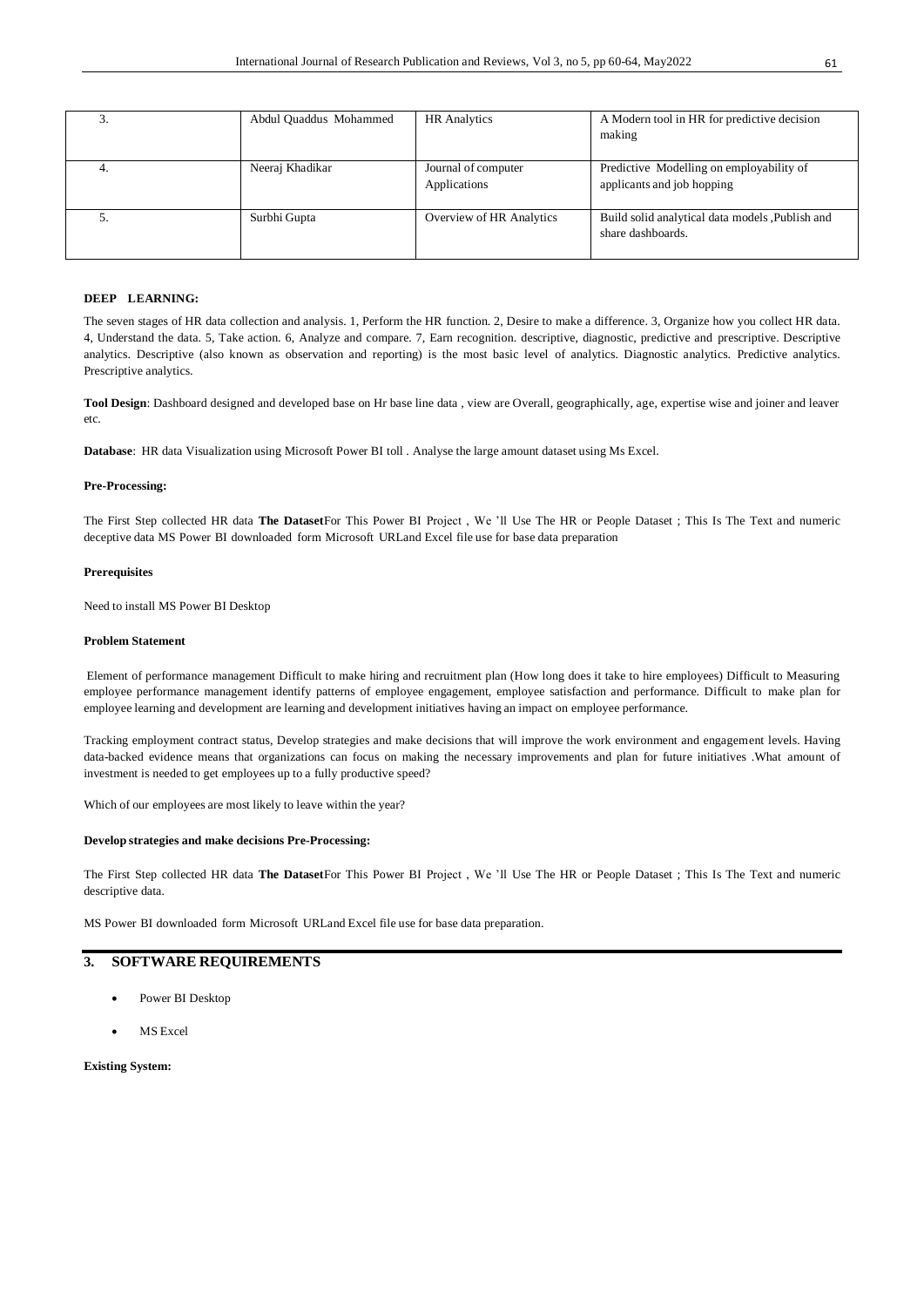| 3. | Abdul Quaddus Mohammed | HR Analytics | A Modern tool in HR for predictive decision making |
|---|---|---|---|
| 4. | Neeraj Khadikar | Journal of computer Applications | Predictive Modelling on employability of applicants and job hopping |
| 5. | Surbhi Gupta | Overview of HR Analytics | Build solid analytical data models ,Publish and share dashboards. |

**DEEP LEARNING:**

The seven stages of HR data collection and analysis. 1, Perform the HR function. 2, Desire to make a difference. 3, Organize how you collect HR data. 4, Understand the data. 5, Take action. 6, Analyze and compare. 7, Earn recognition. descriptive, diagnostic, predictive and prescriptive. Descriptive analytics. Descriptive (also known as observation and reporting) is the most basic level of analytics. Diagnostic analytics. Predictive analytics. Prescriptive analytics.

**Tool Design**: Dashboard designed and developed base on Hr base line data , view are Overall, geographically, age, expertise wise and joiner and leaver etc.

**Database**: HR data Visualization using Microsoft Power BI toll . Analyse the large amount dataset using Ms Excel.

**Pre-Processing:**

The First Step collected HR data **The Dataset**For This Power BI Project , We 'll Use The HR or People Dataset ; This Is The Text and numeric deceptive data MS Power BI downloaded form Microsoft URLand Excel file use for base data preparation

**Prerequisites**

Need to install MS Power BI Desktop

**Problem Statement**

Element of performance management Difficult to make hiring and recruitment plan (How long does it take to hire employees) Difficult to Measuring employee performance management identify patterns of employee engagement, employee satisfaction and performance. Difficult to make plan for employee learning and development are learning and development initiatives having an impact on employee performance.

Tracking employment contract status, Develop strategies and make decisions that will improve the work environment and engagement levels. Having data-backed evidence means that organizations can focus on making the necessary improvements and plan for future initiatives .What amount of investment is needed to get employees up to a fully productive speed?

Which of our employees are most likely to leave within the year?

**Develop strategies and make decisions Pre-Processing:**

The First Step collected HR data **The Dataset**For This Power BI Project , We 'll Use The HR or People Dataset ; This Is The Text and numeric descriptive data.

MS Power BI downloaded form Microsoft URLand Excel file use for base data preparation.

## 3. SOFTWARE REQUIREMENTS

- Power BI Desktop
- MS Excel

**Existing System:**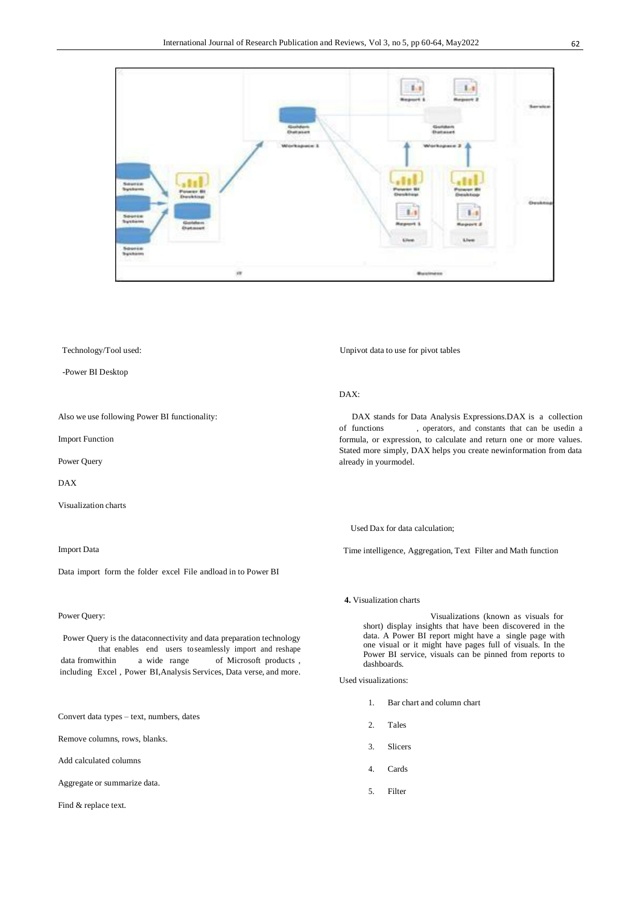Technology/Tool used:

-Power BI Desktop

Also we use following Power BI functionality:

Import Function

Power Query

DAX

Visualization charts

Import Data

Data import form the folder excel File andload in to Power BI

Power Query:

Power Query is the dataconnectivity and data preparation technology that enables end users toseamlessly import and reshape data fromwithin a wide range of Microsoft products , including Excel , Power BI,Analysis Services, Data verse, and more.

Convert data types – text, numbers, dates

Remove columns, rows, blanks.

Add calculated columns

Aggregate or summarize data.

Find & replace text.

Unpivot data to use for pivot tables

DAX:

DAX stands for Data Analysis Expressions.DAX is a collection of functions , operators, and constants that can be usedin a formula, or expression, to calculate and return one or more values. Stated more simply, DAX helps you create newinformation from data already in yourmodel.

Used Dax for data calculation;

Time intelligence, Aggregation, Text Filter and Math function

**4.** Visualization charts

Visualizations (known as visuals for short) display insights that have been discovered in the data. A Power BI report might have a single page with one visual or it might have pages full of visuals. In the Power BI service, visuals can be pinned from reports to dashboards.

Used visualizations:

1. Bar chart and column chart
2. Tales
3. Slicers
4. Cards
5. Filter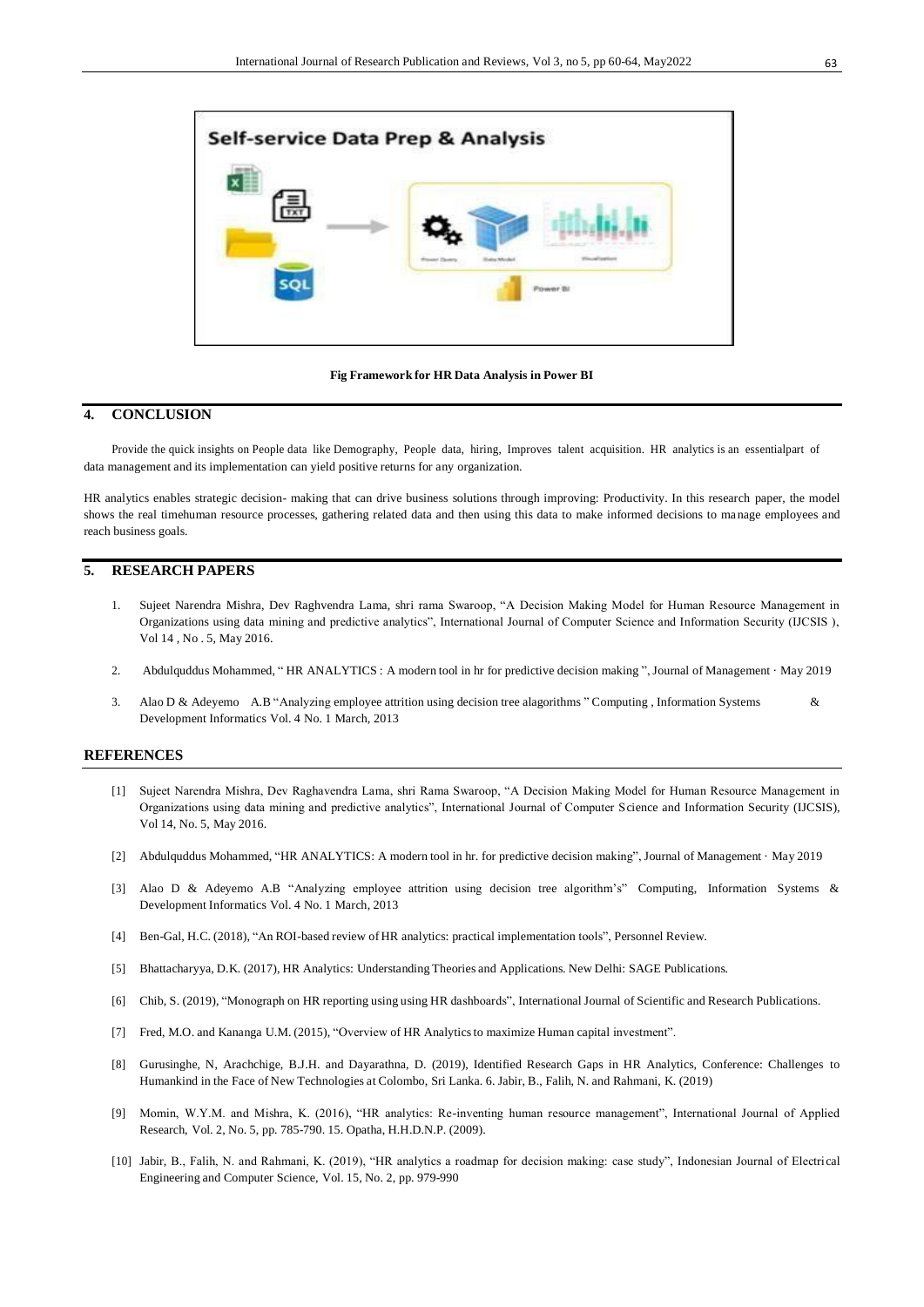Fig Framework for HR Data Analysis in Power BI

## 4. CONCLUSION

Provide the quick insights on People data like Demography, People data, hiring, Improves talent acquisition. HR analytics is an essentialpart of data management and its implementation can yield positive returns for any organization.

HR analytics enables strategic decision- making that can drive business solutions through improving: Productivity. In this research paper, the model shows the real timehuman resource processes, gathering related data and then using this data to make informed decisions to manage employees and reach business goals.

## 5. RESEARCH PAPERS

1. Sujeet Narendra Mishra, Dev Raghvendra Lama, shri rama Swaroop, "A Decision Making Model for Human Resource Management in Organizations using data mining and predictive analytics", International Journal of Computer Science and Information Security (IJCSIS ), Vol 14 , No . 5, May 2016.
2. Abdulquddus Mohammed, " HR ANALYTICS : A modern tool in hr for predictive decision making ", Journal of Management · May 2019
3. Alao D & Adeyemo A.B "Analyzing employee attrition using decision tree alagorithms " Computing , Information Systems & Development Informatics Vol. 4 No. 1 March, 2013

## REFERENCES

[1] Sujeet Narendra Mishra, Dev Raghavendra Lama, shri Rama Swaroop, "A Decision Making Model for Human Resource Management in Organizations using data mining and predictive analytics", International Journal of Computer Science and Information Security (IJCSIS), Vol 14, No. 5, May 2016.

[2] Abdulquddus Mohammed, "HR ANALYTICS: A modern tool in hr. for predictive decision making", Journal of Management · May 2019

[3] Alao D & Adeyemo A.B "Analyzing employee attrition using decision tree algorithm's" Computing, Information Systems & Development Informatics Vol. 4 No. 1 March, 2013

[4] Ben-Gal, H.C. (2018), "An ROI-based review of HR analytics: practical implementation tools", Personnel Review.

[5] Bhattacharyya, D.K. (2017), HR Analytics: Understanding Theories and Applications. New Delhi: SAGE Publications.

[6] Chib, S. (2019), "Monograph on HR reporting using using HR dashboards", International Journal of Scientific and Research Publications.

[7] Fred, M.O. and Kananga U.M. (2015), "Overview of HR Analytics to maximize Human capital investment".

[8] Gurusinghe, N, Arachchige, B.J.H. and Dayarathna, D. (2019), Identified Research Gaps in HR Analytics, Conference: Challenges to Humankind in the Face of New Technologies at Colombo, Sri Lanka. 6. Jabir, B., Falih, N. and Rahmani, K. (2019)

[9] Momin, W.Y.M. and Mishra, K. (2016), "HR analytics: Re-inventing human resource management", International Journal of Applied Research, Vol. 2, No. 5, pp. 785-790. 15. Opatha, H.H.D.N.P. (2009).

[10] Jabir, B., Falih, N. and Rahmani, K. (2019), "HR analytics a roadmap for decision making: case study", Indonesian Journal of Electrical Engineering and Computer Science, Vol. 15, No. 2, pp. 979-990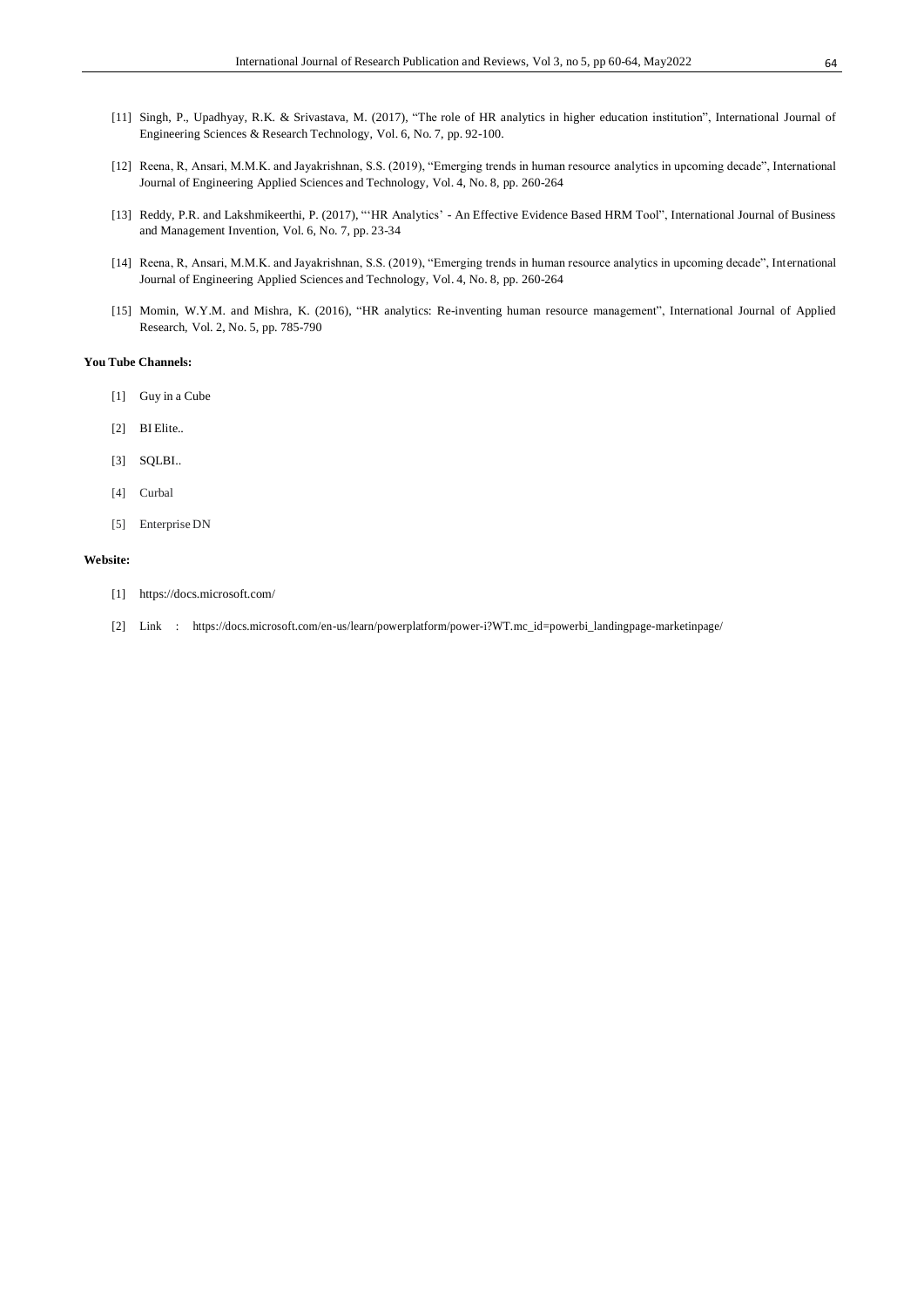[11] Singh, P., Upadhyay, R.K. & Srivastava, M. (2017), "The role of HR analytics in higher education institution", International Journal of Engineering Sciences & Research Technology, Vol. 6, No. 7, pp. 92-100.

[12] Reena, R, Ansari, M.M.K. and Jayakrishnan, S.S. (2019), "Emerging trends in human resource analytics in upcoming decade", International Journal of Engineering Applied Sciences and Technology, Vol. 4, No. 8, pp. 260-264

[13] Reddy, P.R. and Lakshmikeerthi, P. (2017), "'HR Analytics' - An Effective Evidence Based HRM Tool", International Journal of Business and Management Invention, Vol. 6, No. 7, pp. 23-34

[14] Reena, R, Ansari, M.M.K. and Jayakrishnan, S.S. (2019), "Emerging trends in human resource analytics in upcoming decade", International Journal of Engineering Applied Sciences and Technology, Vol. 4, No. 8, pp. 260-264

[15] Momin, W.Y.M. and Mishra, K. (2016), "HR analytics: Re-inventing human resource management", International Journal of Applied Research, Vol. 2, No. 5, pp. 785-790

**You Tube Channels:**

[1] Guy in a Cube

[2] BI Elite..

[3] SQLBI..

[4] Curbal

[5] Enterprise DN

**Website:**

[1] https://docs.microsoft.com/

[2] Link : https://docs.microsoft.com/en-us/learn/powerplatform/power-i?WT.mc_id=powerbi_landingpage-marketinpage/